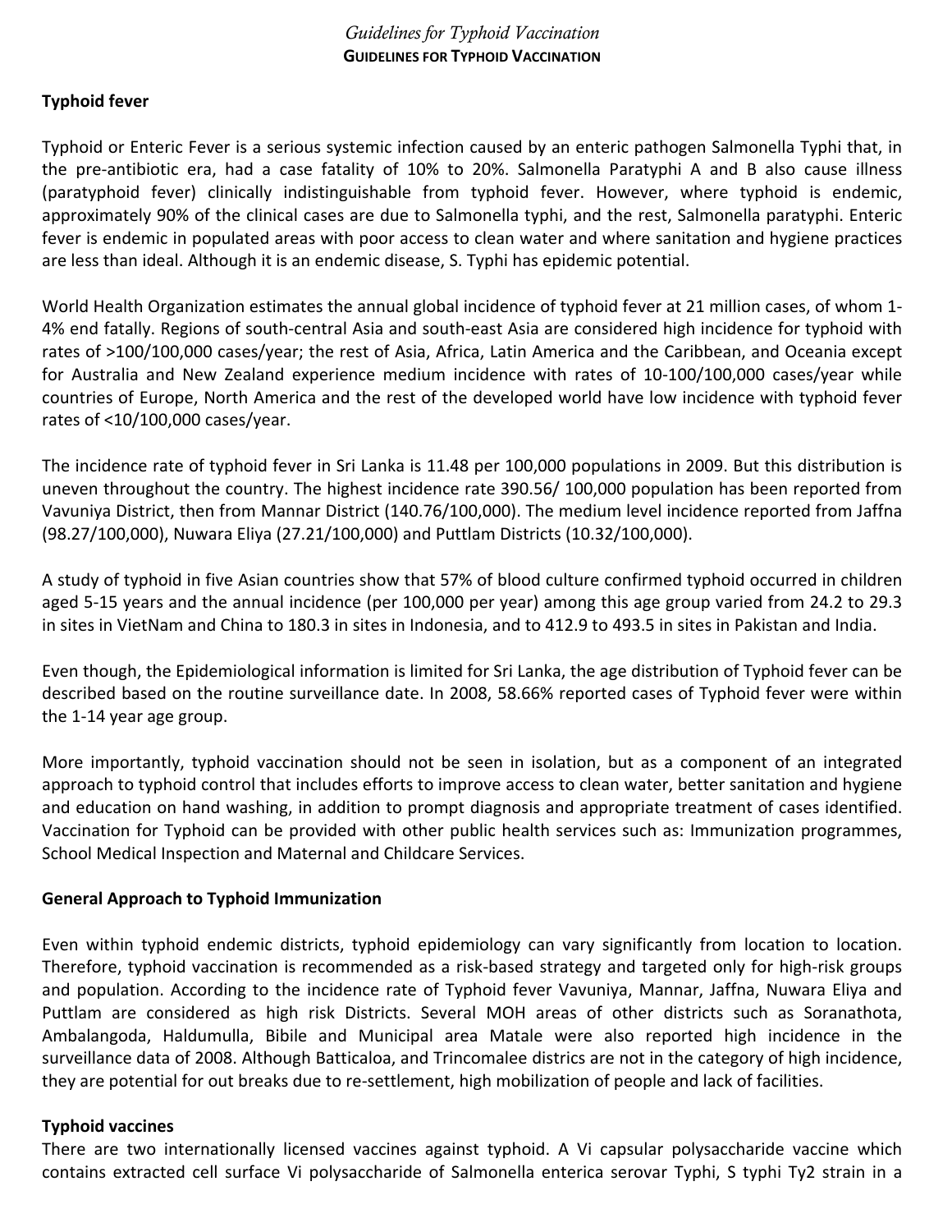# GUIDELINES FOR TYPHOID VACCINATION

## Typhoid fever

Typhoid or Enteric Fever is a serious systemic infection caused by an enteric pathogen Salmonella Typhi that, in the pre-antibiotic era, had a case fatality of 10% to 20%. Salmonella Paratyphi A and B also cause illness (paratyphoid fever) clinically indistinguishable from typhoid fever. However, where typhoid is endemic, approximately 90% of the clinical cases are due to Salmonella typhi, and the rest, Salmonella paratyphi. Enteric fever is endemic in populated areas with poor access to clean water and where sanitation and hygiene practices are less than ideal. Although it is an endemic disease, S. Typhi has epidemic potential.

World Health Organization estimates the annual global incidence of typhoid fever at 21 million cases, of whom 1-4% end fatally. Regions of south-central Asia and south-east Asia are considered high incidence for typhoid with rates of >100/100,000 cases/year; the rest of Asia, Africa, Latin America and the Caribbean, and Oceania except for Australia and New Zealand experience medium incidence with rates of 10-100/100,000 cases/year while countries of Europe, North America and the rest of the developed world have low incidence with typhoid fever rates of <10/100,000 cases/year.

The incidence rate of typhoid fever in Sri Lanka is 11.48 per 100,000 populations in 2009. But this distribution is uneven throughout the country. The highest incidence rate 390.56/ 100,000 population has been reported from Vavuniya District, then from Mannar District (140.76/100,000). The medium level incidence reported from Jaffna (98.27/100,000), Nuwara Eliya (27.21/100,000) and Puttlam Districts (10.32/100,000).

A study of typhoid in five Asian countries show that 57% of blood culture confirmed typhoid occurred in children aged 5-15 years and the annual incidence (per 100,000 per year) among this age group varied from 24.2 to 29.3 in sites in VietNam and China to 180.3 in sites in Indonesia, and to 412.9 to 493.5 in sites in Pakistan and India.

Even though, the Epidemiological information is limited for Sri Lanka, the age distribution of Typhoid fever can be described based on the routine surveillance date. In 2008, 58.66% reported cases of Typhoid fever were within the 1-14 year age group.

More importantly, typhoid vaccination should not be seen in isolation, but as a component of an integrated approach to typhoid control that includes efforts to improve access to clean water, better sanitation and hygiene and education on hand washing, in addition to prompt diagnosis and appropriate treatment of cases identified. Vaccination for Typhoid can be provided with other public health services such as: Immunization programmes, School Medical Inspection and Maternal and Childcare Services.

## General Approach to Typhoid Immunization

Even within typhoid endemic districts, typhoid epidemiology can vary significantly from location to location. Therefore, typhoid vaccination is recommended as a risk-based strategy and targeted only for high-risk groups and population. According to the incidence rate of Typhoid fever Vavuniya, Mannar, Jaffna, Nuwara Eliya and Puttlam are considered as high risk Districts. Several MOH areas of other districts such as Soranathota, Ambalangoda, Haldumulla, Bibile and Municipal area Matale were also reported high incidence in the surveillance data of 2008. Although Batticaloa, and Trincomalee districs are not in the category of high incidence, they are potential for out breaks due to re-settlement, high mobilization of people and lack of facilities.

## Typhoid vaccines

There are two internationally licensed vaccines against typhoid. A Vi capsular polysaccharide vaccine which contains extracted cell surface Vi polysaccharide of Salmonella enterica serovar Typhi, S typhi Ty2 strain in a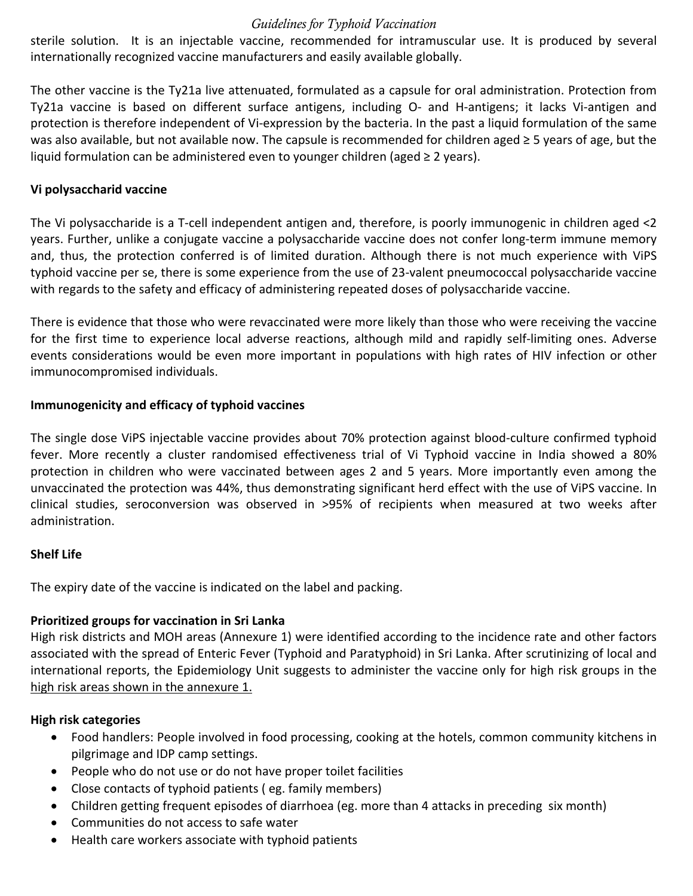sterile solution. It is an injectable vaccine, recommended for intramuscular use. It is produced by several internationally recognized vaccine manufacturers and easily available globally.

The other vaccine is the Ty21a live attenuated, formulated as a capsule for oral administration. Protection from Ty21a vaccine is based on different surface antigens, including O- and H-antigens; it lacks Vi-antigen and protection is therefore independent of Vi-expression by the bacteria. In the past a liquid formulation of the same was also available, but not available now. The capsule is recommended for children aged ≥ 5 years of age, but the liquid formulation can be administered even to younger children (aged ≥ 2 years).

**Vi polysaccharid vaccine**

The Vi polysaccharide is a T-cell independent antigen and, therefore, is poorly immunogenic in children aged <2 years. Further, unlike a conjugate vaccine a polysaccharide vaccine does not confer long-term immune memory and, thus, the protection conferred is of limited duration. Although there is not much experience with ViPS typhoid vaccine per se, there is some experience from the use of 23-valent pneumococcal polysaccharide vaccine with regards to the safety and efficacy of administering repeated doses of polysaccharide vaccine.

There is evidence that those who were revaccinated were more likely than those who were receiving the vaccine for the first time to experience local adverse reactions, although mild and rapidly self-limiting ones. Adverse events considerations would be even more important in populations with high rates of HIV infection or other immunocompromised individuals.

**Immunogenicity and efficacy of typhoid vaccines**

The single dose ViPS injectable vaccine provides about 70% protection against blood-culture confirmed typhoid fever. More recently a cluster randomised effectiveness trial of Vi Typhoid vaccine in India showed a 80% protection in children who were vaccinated between ages 2 and 5 years. More importantly even among the unvaccinated the protection was 44%, thus demonstrating significant herd effect with the use of ViPS vaccine. In clinical studies, seroconversion was observed in >95% of recipients when measured at two weeks after administration.

**Shelf Life**

The expiry date of the vaccine is indicated on the label and packing.

**Prioritized groups for vaccination in Sri Lanka**

High risk districts and MOH areas (Annexure 1) were identified according to the incidence rate and other factors associated with the spread of Enteric Fever (Typhoid and Paratyphoid) in Sri Lanka. After scrutinizing of local and international reports, the Epidemiology Unit suggests to administer the vaccine only for high risk groups in the <u>high risk areas shown in the annexure 1.</u>

**High risk categories**

- Food handlers: People involved in food processing, cooking at the hotels, common community kitchens in pilgrimage and IDP camp settings.
- People who do not use or do not have proper toilet facilities
- Close contacts of typhoid patients ( eg. family members)
- Children getting frequent episodes of diarrhoea (eg. more than 4 attacks in preceding six month)
- Communities do not access to safe water
- Health care workers associate with typhoid patients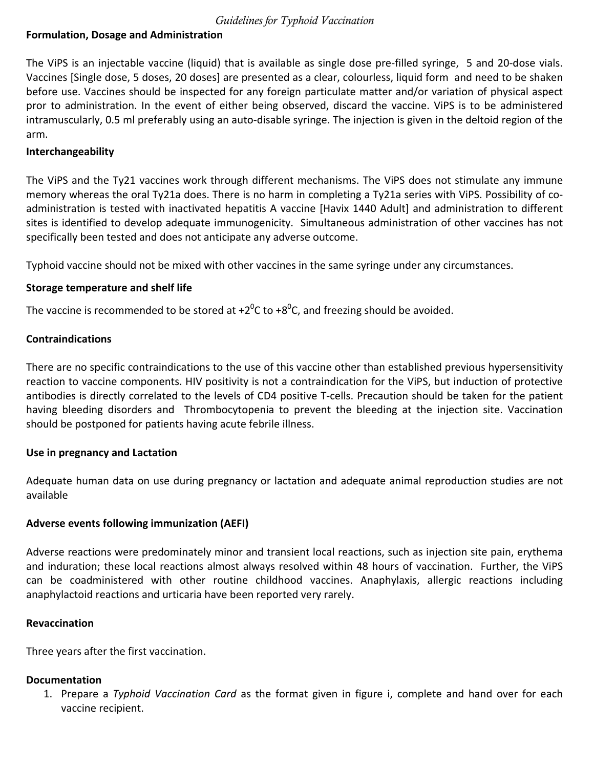**Formulation, Dosage and Administration**

The ViPS is an injectable vaccine (liquid) that is available as single dose pre-filled syringe, 5 and 20-dose vials. Vaccines [Single dose, 5 doses, 20 doses] are presented as a clear, colourless, liquid form and need to be shaken before use. Vaccines should be inspected for any foreign particulate matter and/or variation of physical aspect pror to administration. In the event of either being observed, discard the vaccine. ViPS is to be administered intramuscularly, 0.5 ml preferably using an auto-disable syringe. The injection is given in the deltoid region of the arm.

**Interchangeability**

The ViPS and the Ty21 vaccines work through different mechanisms. The ViPS does not stimulate any immune memory whereas the oral Ty21a does. There is no harm in completing a Ty21a series with ViPS. Possibility of co-administration is tested with inactivated hepatitis A vaccine [Havix 1440 Adult] and administration to different sites is identified to develop adequate immunogenicity. Simultaneous administration of other vaccines has not specifically been tested and does not anticipate any adverse outcome.

Typhoid vaccine should not be mixed with other vaccines in the same syringe under any circumstances.

**Storage temperature and shelf life**

The vaccine is recommended to be stored at $+2^0$C to $+8^0$C, and freezing should be avoided.

**Contraindications**

There are no specific contraindications to the use of this vaccine other than established previous hypersensitivity reaction to vaccine components. HIV positivity is not a contraindication for the ViPS, but induction of protective antibodies is directly correlated to the levels of CD4 positive T-cells. Precaution should be taken for the patient having bleeding disorders and Thrombocytopenia to prevent the bleeding at the injection site. Vaccination should be postponed for patients having acute febrile illness.

**Use in pregnancy and Lactation**

Adequate human data on use during pregnancy or lactation and adequate animal reproduction studies are not available

**Adverse events following immunization (AEFI)**

Adverse reactions were predominately minor and transient local reactions, such as injection site pain, erythema and induration; these local reactions almost always resolved within 48 hours of vaccination. Further, the ViPS can be coadministered with other routine childhood vaccines. Anaphylaxis, allergic reactions including anaphylactoid reactions and urticaria have been reported very rarely.

**Revaccination**

Three years after the first vaccination.

**Documentation**

1. Prepare a *Typhoid Vaccination Card* as the format given in figure i, complete and hand over for each vaccine recipient.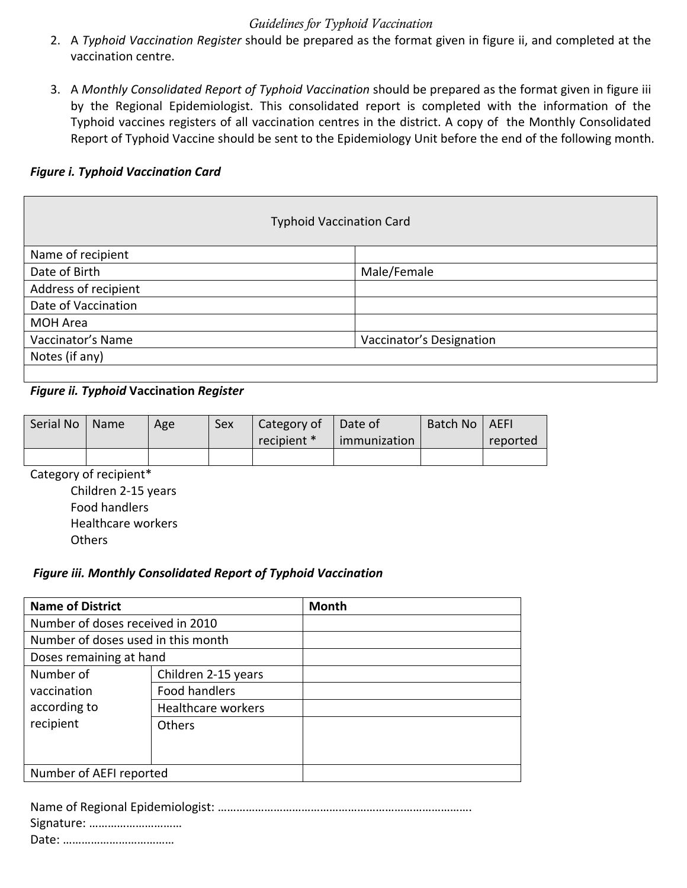2. A *Typhoid Vaccination Register* should be prepared as the format given in figure ii, and completed at the vaccination centre.

3. A *Monthly Consolidated Report of Typhoid Vaccination* should be prepared as the format given in figure iii by the Regional Epidemiologist. This consolidated report is completed with the information of the Typhoid vaccines registers of all vaccination centres in the district. A copy of the Monthly Consolidated Report of Typhoid Vaccine should be sent to the Epidemiology Unit before the end of the following month.

***Figure i. Typhoid Vaccination Card***

| Typhoid Vaccination Card | |
|---|---|
| Name of recipient | |
| Date of Birth | Male/Female |
| Address of recipient | |
| Date of Vaccination | |
| MOH Area | |
| Vaccinator's Name | Vaccinator's Designation |
| Notes (if any) | |
| | |

***Figure ii. Typhoid* Vaccination *Register***

| Serial No | Name | Age | Sex | Category of recipient * | Date of immunization | Batch No | AEFI reported |
|---|---|---|---|---|---|---|---|
| | | | | | | | |

Category of recipient*

- Children 2-15 years
- Food handlers
- Healthcare workers
- Others

***Figure iii. Monthly Consolidated Report of Typhoid Vaccination***

| **Name of District** | | **Month** |
|---|---|---|
| Number of doses received in 2010 | | |
| Number of doses used in this month | | |
| Doses remaining at hand | | |
| Number of vaccination according to recipient | Children 2-15 years | |
| | Food handlers | |
| | Healthcare workers | |
| | Others | |
| Number of AEFI reported | | |

Name of Regional Epidemiologist: ……………………………………………………………………….

Signature: ………………………..

Date: ……………………………..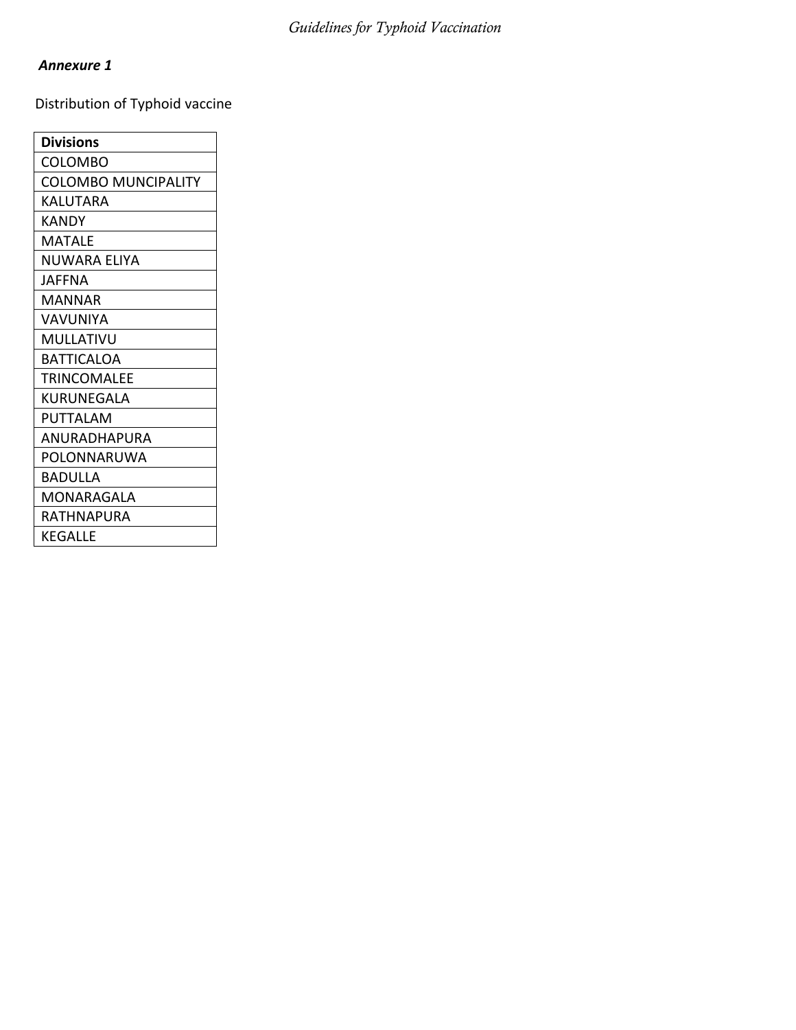***Annexure 1***

Distribution of Typhoid vaccine

| **Divisions** |
|---|
| COLOMBO |
| COLOMBO MUNCIPALITY |
| KALUTARA |
| KANDY |
| MATALE |
| NUWARA ELIYA |
| JAFFNA |
| MANNAR |
| VAVUNIYA |
| MULLATIVU |
| BATTICALOA |
| TRINCOMALEE |
| KURUNEGALA |
| PUTTALAM |
| ANURADHAPURA |
| POLONNARUWA |
| BADULLA |
| MONARAGALA |
| RATHNAPURA |
| KEGALLE |